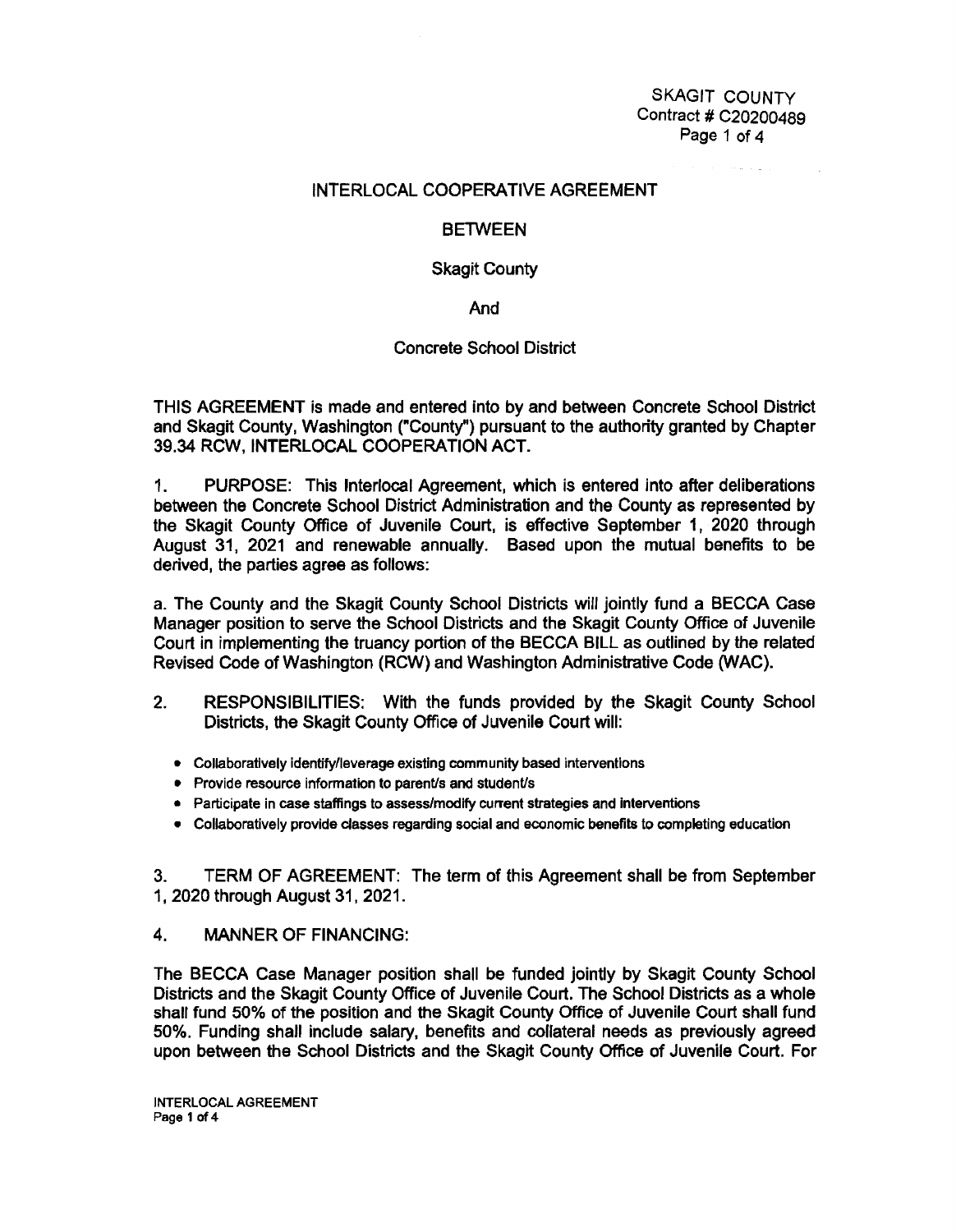SKAGIT COUNTY
Contract # C20200489

# INTERLOCAL COOPERATIVE AGREEMENT

## BETWEEN

## Skagit County

## And

## Concrete School District

THIS AGREEMENT is made and entered into by and between Concrete School District and Skagit County, Washington ("County") pursuant to the authority granted by Chapter 39.34 RCW, INTERLOCAL COOPERATION ACT.

1. PURPOSE: This Interlocal Agreement, which is entered into after deliberations between the Concrete School District Administration and the County as represented by the Skagit County Office of Juvenile Court, is effective September 1, 2020 through August 31, 2021 and renewable annually. Based upon the mutual benefits to be derived, the parties agree as follows:

a. The County and the Skagit County School Districts will jointly fund a BECCA Case Manager position to serve the School Districts and the Skagit County Office of Juvenile Court in implementing the truancy portion of the BECCA BILL as outlined by the related Revised Code of Washington (RCW) and Washington Administrative Code (WAC).

2. RESPONSIBILITIES: With the funds provided by the Skagit County School Districts, the Skagit County Office of Juvenile Court will:

   - Collaboratively identify/leverage existing community based interventions
   - Provide resource information to parent/s and student/s
   - Participate in case staffings to assess/modify current strategies and interventions
   - Collaboratively provide classes regarding social and economic benefits to completing education

3. TERM OF AGREEMENT: The term of this Agreement shall be from September 1, 2020 through August 31, 2021.

4. MANNER OF FINANCING:

The BECCA Case Manager position shall be funded jointly by Skagit County School Districts and the Skagit County Office of Juvenile Court. The School Districts as a whole shall fund 50% of the position and the Skagit County Office of Juvenile Court shall fund 50%. Funding shall include salary, benefits and collateral needs as previously agreed upon between the School Districts and the Skagit County Office of Juvenile Court. For

INTERLOCAL AGREEMENT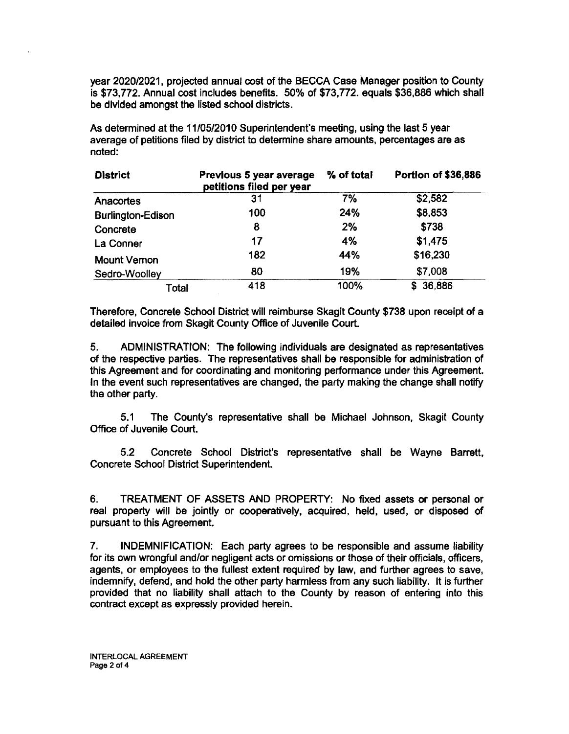year 2020/2021, projected annual cost of the BECCA Case Manager position to County is $73,772. Annual cost includes benefits. 50% of $73,772. equals $36,886 which shall be divided amongst the listed school districts.

As determined at the 11/05/2010 Superintendent's meeting, using the last 5 year average of petitions filed by district to determine share amounts, percentages are as noted:

| District | Previous 5 year average petitions filed per year | % of total | Portion of $36,886 |
|---|---|---|---|
| Anacortes | 31 | 7% | $2,582 |
| Burlington-Edison | 100 | 24% | $8,853 |
| Concrete | 8 | 2% | $738 |
| La Conner | 17 | 4% | $1,475 |
| Mount Vernon | 182 | 44% | $16,230 |
| Sedro-Woolley | 80 | 19% | $7,008 |
| Total | 418 | 100% | $ 36,886 |

Therefore, Concrete School District will reimburse Skagit County $738 upon receipt of a detailed invoice from Skagit County Office of Juvenile Court.

5. ADMINISTRATION: The following individuals are designated as representatives of the respective parties. The representatives shall be responsible for administration of this Agreement and for coordinating and monitoring performance under this Agreement. In the event such representatives are changed, the party making the change shall notify the other party.

5.1 The County's representative shall be Michael Johnson, Skagit County Office of Juvenile Court.

5.2 Concrete School District's representative shall be Wayne Barrett, Concrete School District Superintendent.

6. TREATMENT OF ASSETS AND PROPERTY: No fixed assets or personal or real property will be jointly or cooperatively, acquired, held, used, or disposed of pursuant to this Agreement.

7. INDEMNIFICATION: Each party agrees to be responsible and assume liability for its own wrongful and/or negligent acts or omissions or those of their officials, officers, agents, or employees to the fullest extent required by law, and further agrees to save, indemnify, defend, and hold the other party harmless from any such liability. It is further provided that no liability shall attach to the County by reason of entering into this contract except as expressly provided herein.

INTERLOCAL AGREEMENT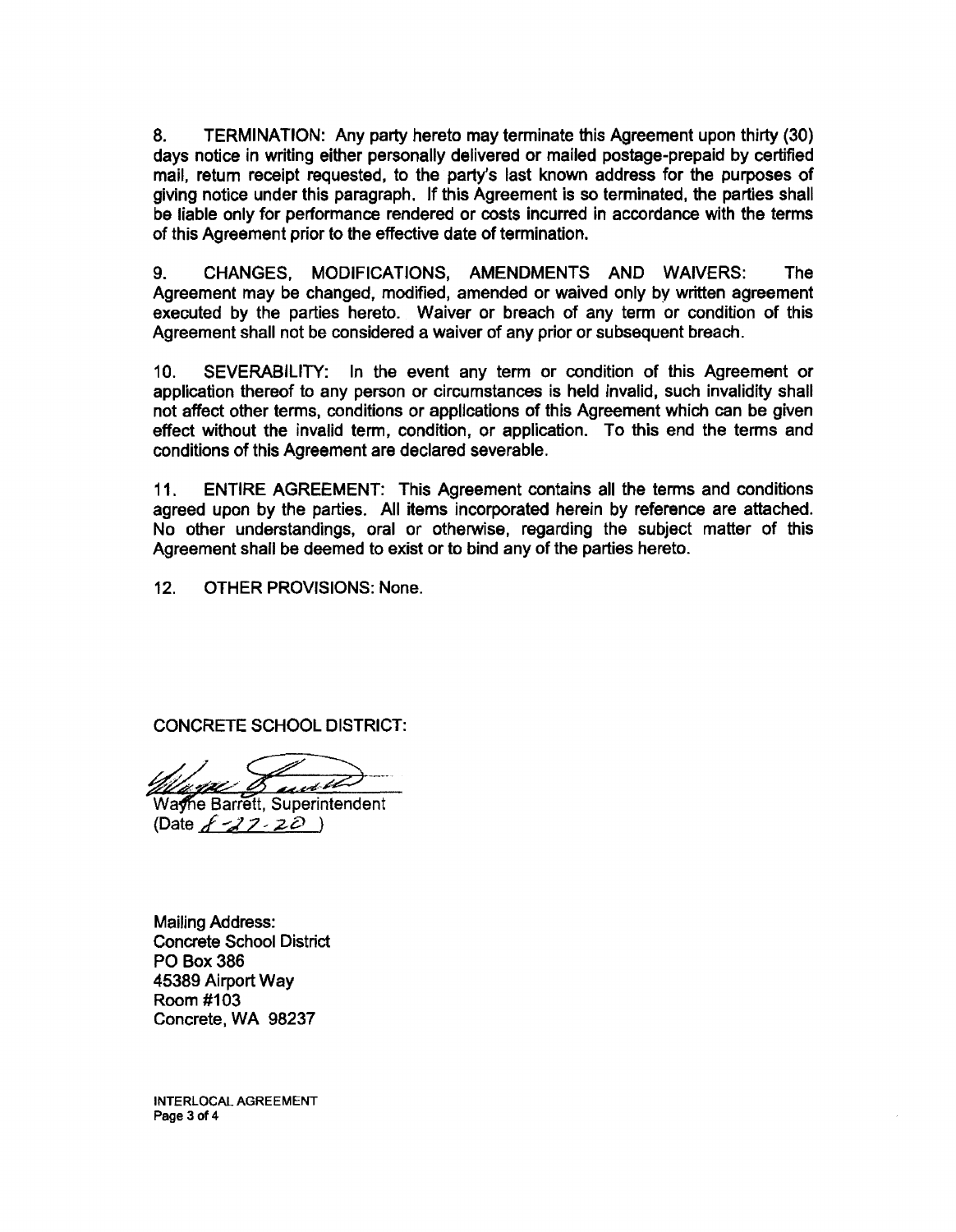8. TERMINATION: Any party hereto may terminate this Agreement upon thirty (30) days notice in writing either personally delivered or mailed postage-prepaid by certified mail, return receipt requested, to the party's last known address for the purposes of giving notice under this paragraph. If this Agreement is so terminated, the parties shall be liable only for performance rendered or costs incurred in accordance with the terms of this Agreement prior to the effective date of termination.

9. CHANGES, MODIFICATIONS, AMENDMENTS AND WAIVERS: The Agreement may be changed, modified, amended or waived only by written agreement executed by the parties hereto. Waiver or breach of any term or condition of this Agreement shall not be considered a waiver of any prior or subsequent breach.

10. SEVERABILITY: In the event any term or condition of this Agreement or application thereof to any person or circumstances is held invalid, such invalidity shall not affect other terms, conditions or applications of this Agreement which can be given effect without the invalid term, condition, or application. To this end the terms and conditions of this Agreement are declared severable.

11. ENTIRE AGREEMENT: This Agreement contains all the terms and conditions agreed upon by the parties. All items incorporated herein by reference are attached. No other understandings, oral or otherwise, regarding the subject matter of this Agreement shall be deemed to exist or to bind any of the parties hereto.

12. OTHER PROVISIONS: None.

CONCRETE SCHOOL DISTRICT:

Wayne Barrett, Superintendent
(Date 8-27-20 )

Mailing Address:
Concrete School District
PO Box 386
45389 Airport Way
Room #103
Concrete, WA 98237

INTERLOCAL AGREEMENT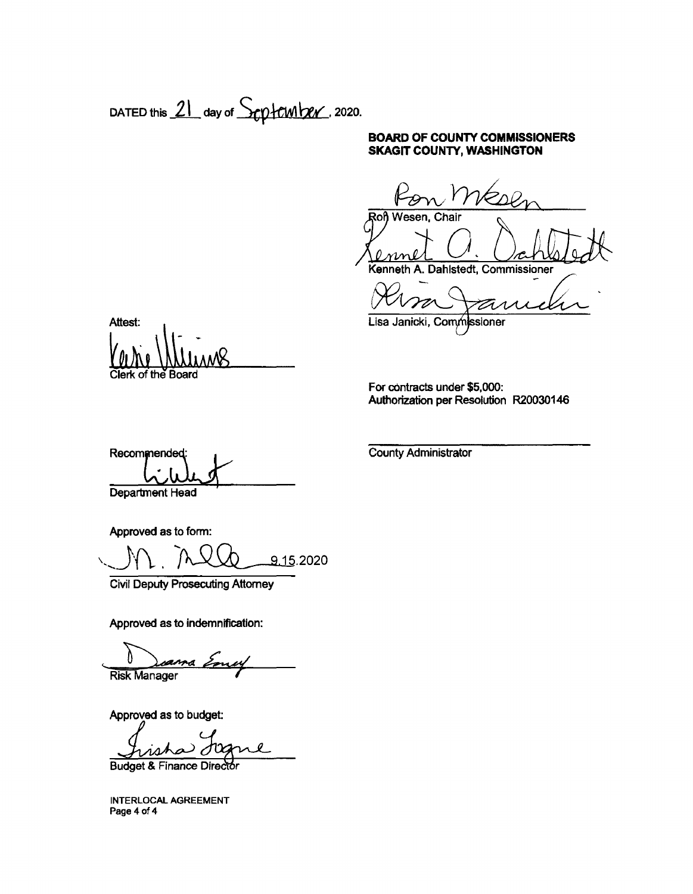DATED this 21 day of September, 2020.

**BOARD OF COUNTY COMMISSIONERS**
**SKAGIT COUNTY, WASHINGTON**

Ron Wesen, Chair

Kenneth A. Dahlstedt, Commissioner

Lisa Janicki, Commissioner

Attest:

Clerk of the Board

For contracts under $5,000:
Authorization per Resolution R20030146

County Administrator

Recommended:

Department Head

Approved as to form:

9.15.2020

Civil Deputy Prosecuting Attorney

Approved as to indemnification:

Risk Manager

Approved as to budget:

Budget & Finance Director

INTERLOCAL AGREEMENT